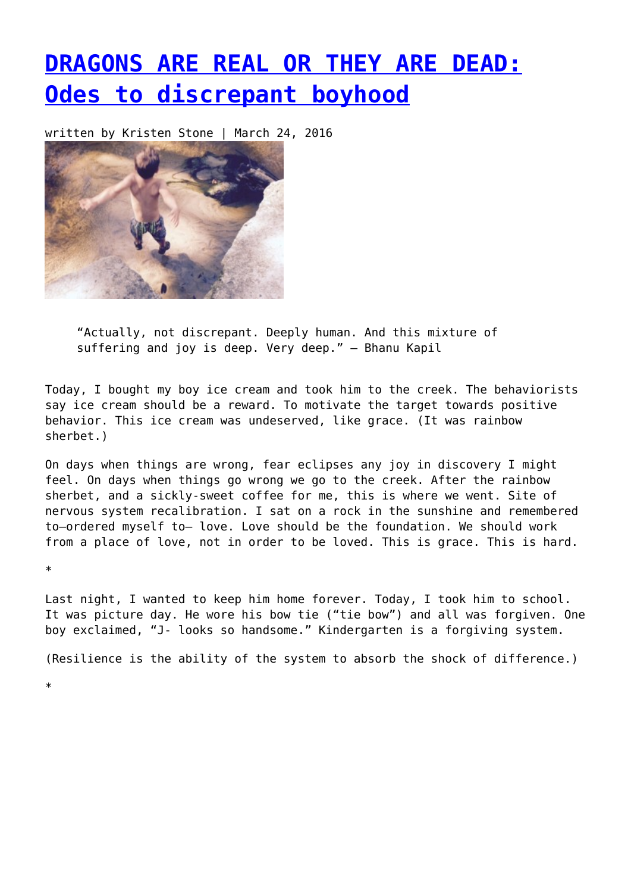# [DRAGONS ARE REAL OR THEY ARE DEAD: Odes to discrepant boyhood]()

written by Kristen Stone | March 24, 2016

> "Actually, not discrepant. Deeply human. And this mixture of suffering and joy is deep. Very deep." – Bhanu Kapil

Today, I bought my boy ice cream and took him to the creek. The behaviorists say ice cream should be a reward. To motivate the target towards positive behavior. This ice cream was undeserved, like grace. (It was rainbow sherbet.)

On days when things are wrong, fear eclipses any joy in discovery I might feel. On days when things go wrong we go to the creek. After the rainbow sherbet, and a sickly-sweet coffee for me, this is where we went. Site of nervous system recalibration. I sat on a rock in the sunshine and remembered to—ordered myself to— love. Love should be the foundation. We should work from a place of love, not in order to be loved. This is grace. This is hard.

*

Last night, I wanted to keep him home forever. Today, I took him to school. It was picture day. He wore his bow tie ("tie bow") and all was forgiven. One boy exclaimed, "J- looks so handsome." Kindergarten is a forgiving system.

(Resilience is the ability of the system to absorb the shock of difference.)

*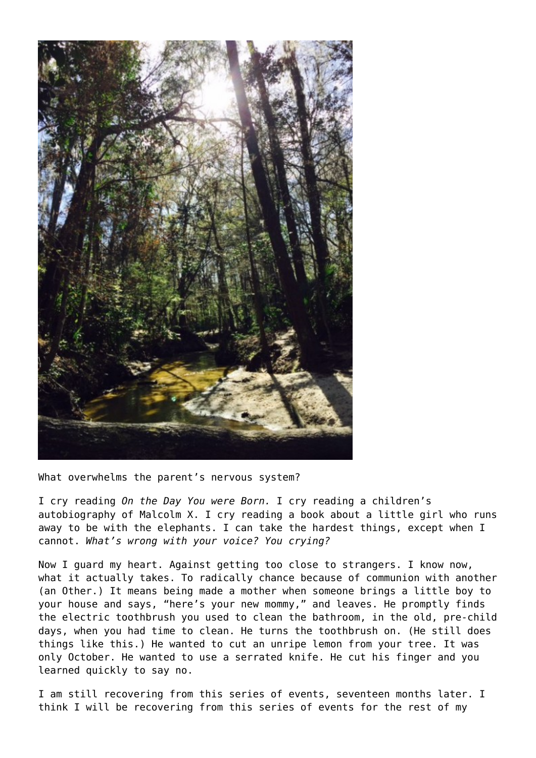What overwhelms the parent's nervous system?

I cry reading *On the Day You were Born.* I cry reading a children's autobiography of Malcolm X. I cry reading a book about a little girl who runs away to be with the elephants. I can take the hardest things, except when I cannot. *What's wrong with your voice? You crying?*

Now I guard my heart. Against getting too close to strangers. I know now, what it actually takes. To radically chance because of communion with another (an Other.) It means being made a mother when someone brings a little boy to your house and says, "here's your new mommy," and leaves. He promptly finds the electric toothbrush you used to clean the bathroom, in the old, pre-child days, when you had time to clean. He turns the toothbrush on. (He still does things like this.) He wanted to cut an unripe lemon from your tree. It was only October. He wanted to use a serrated knife. He cut his finger and you learned quickly to say no.

I am still recovering from this series of events, seventeen months later. I think I will be recovering from this series of events for the rest of my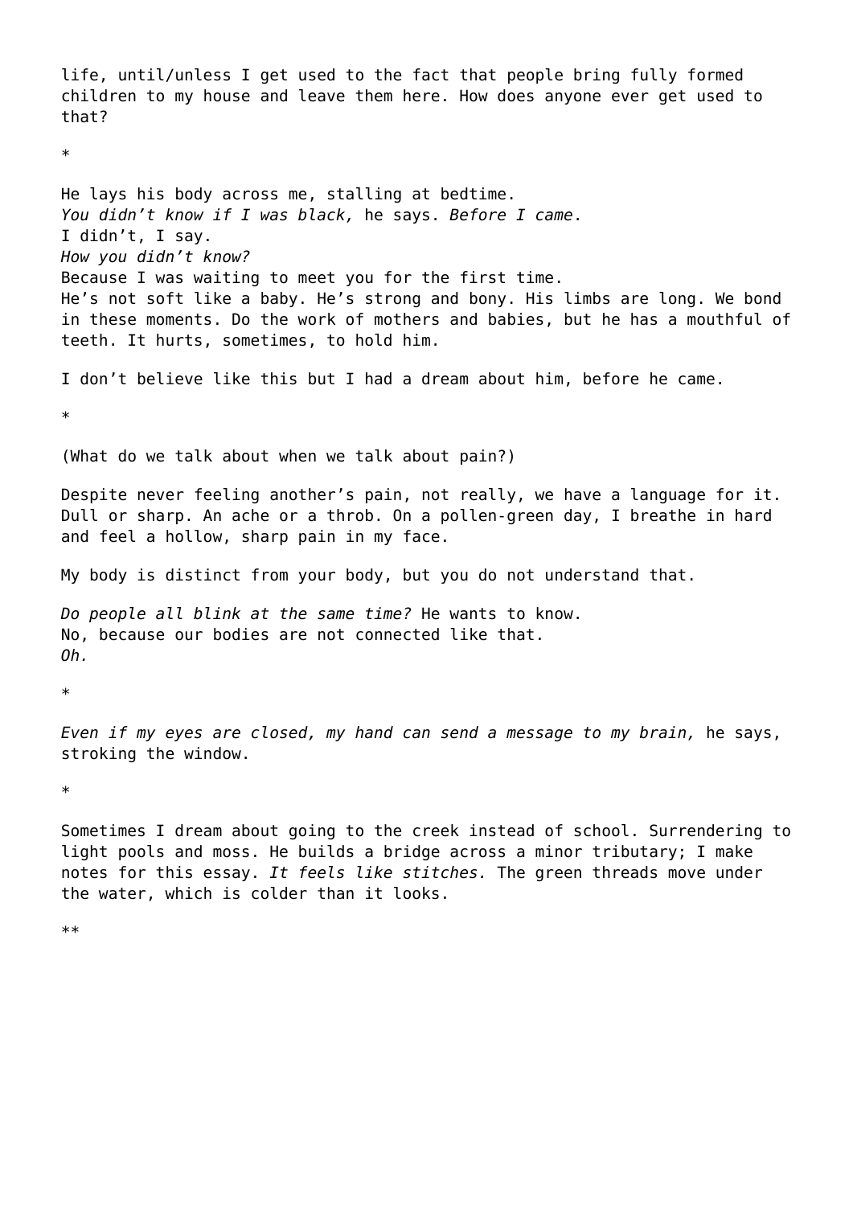life, until/unless I get used to the fact that people bring fully formed children to my house and leave them here. How does anyone ever get used to that?

*

He lays his body across me, stalling at bedtime.
*You didn't know if I was black,* he says. *Before I came.*
I didn't, I say.
*How you didn't know?*
Because I was waiting to meet you for the first time.
He's not soft like a baby. He's strong and bony. His limbs are long. We bond in these moments. Do the work of mothers and babies, but he has a mouthful of teeth. It hurts, sometimes, to hold him.

I don't believe like this but I had a dream about him, before he came.

*

(What do we talk about when we talk about pain?)

Despite never feeling another's pain, not really, we have a language for it. Dull or sharp. An ache or a throb. On a pollen-green day, I breathe in hard and feel a hollow, sharp pain in my face.

My body is distinct from your body, but you do not understand that.

*Do people all blink at the same time?* He wants to know.
No, because our bodies are not connected like that.
*Oh.*

*

*Even if my eyes are closed, my hand can send a message to my brain,* he says, stroking the window.

*

Sometimes I dream about going to the creek instead of school. Surrendering to light pools and moss. He builds a bridge across a minor tributary; I make notes for this essay. *It feels like stitches.* The green threads move under the water, which is colder than it looks.

**